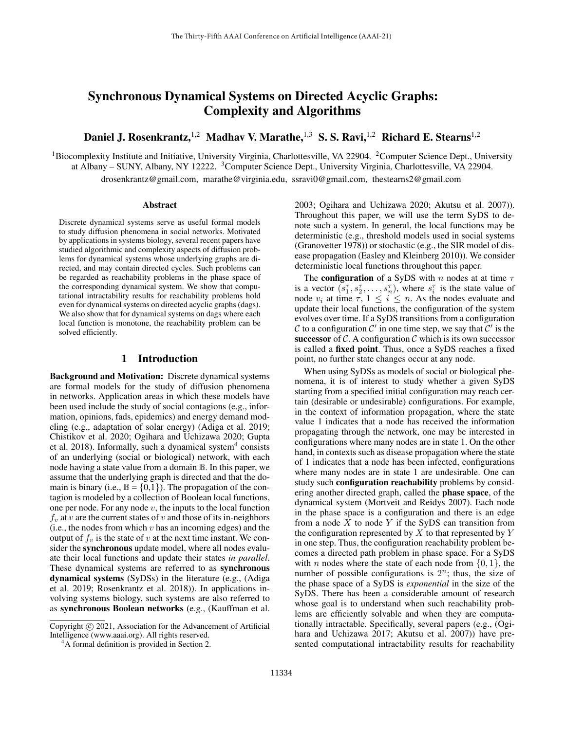# Synchronous Dynamical Systems on Directed Acyclic Graphs: Complexity and Algorithms

**Daniel J. Rosenkrantz,**[1,2] **Madhav V. Marathe,**[1,3] **S. S. Ravi,**[1,2] **Richard E. Stearns**[1,2]

[1]Biocomplexity Institute and Initiative, University Virginia, Charlottesville, VA 22904. [2]Computer Science Dept., University at Albany – SUNY, Albany, NY 12222. [3]Computer Science Dept., University Virginia, Charlottesville, VA 22904.

drosenkrantz@gmail.com, marathe@virginia.edu, ssravi0@gmail.com, thestearns2@gmail.com

## Abstract

Discrete dynamical systems serve as useful formal models to study diffusion phenomena in social networks. Motivated by applications in systems biology, several recent papers have studied algorithmic and complexity aspects of diffusion problems for dynamical systems whose underlying graphs are directed, and may contain directed cycles. Such problems can be regarded as reachability problems in the phase space of the corresponding dynamical system. We show that computational intractability results for reachability problems hold even for dynamical systems on directed acyclic graphs (dags). We also show that for dynamical systems on dags where each local function is monotone, the reachability problem can be solved efficiently.

## 1 Introduction

**Background and Motivation:** Discrete dynamical systems are formal models for the study of diffusion phenomena in networks. Application areas in which these models have been used include the study of social contagions (e.g., information, opinions, fads, epidemics) and energy demand modeling (e.g., adaptation of solar energy) (Adiga et al. 2019; Chistikov et al. 2020; Ogihara and Uchizawa 2020; Gupta et al. 2018). Informally, such a dynamical system[4] consists of an underlying (social or biological) network, with each node having a state value from a domain $\mathbb{B}$. In this paper, we assume that the underlying graph is directed and that the domain is binary (i.e., $\mathbb{B} = \{0,1\}$). The propagation of the contagion is modeled by a collection of Boolean local functions, one per node. For any node $v$, the inputs to the local function $f_v$ at $v$ are the current states of $v$ and those of its in-neighbors (i.e., the nodes from which $v$ has an incoming edges) and the output of $f_v$ is the state of $v$ at the next time instant. We consider the **synchronous** update model, where all nodes evaluate their local functions and update their states *in parallel*. These dynamical systems are referred to as **synchronous dynamical systems** (SyDSs) in the literature (e.g., (Adiga et al. 2019; Rosenkrantz et al. 2018)). In applications involving systems biology, such systems are also referred to as **synchronous Boolean networks** (e.g., (Kauffman et al. 2003; Ogihara and Uchizawa 2020; Akutsu et al. 2007)). Throughout this paper, we will use the term SyDS to denote such a system. In general, the local functions may be deterministic (e.g., threshold models used in social systems (Granovetter 1978)) or stochastic (e.g., the SIR model of disease propagation (Easley and Kleinberg 2010)). We consider deterministic local functions throughout this paper.

The **configuration** of a SyDS with $n$ nodes at at time $\tau$ is a vector $(s_1^\tau, s_2^\tau, \ldots, s_n^\tau)$, where $s_i^\tau$ is the state value of node $v_i$ at time $\tau$, $1 \leq i \leq n$. As the nodes evaluate and update their local functions, the configuration of the system evolves over time. If a SyDS transitions from a configuration $\mathcal{C}$ to a configuration $\mathcal{C}'$ in one time step, we say that $\mathcal{C}'$ is the **successor** of $\mathcal{C}$. A configuration $\mathcal{C}$ which is its own successor is called a **fixed point**. Thus, once a SyDS reaches a fixed point, no further state changes occur at any node.

When using SyDSs as models of social or biological phenomena, it is of interest to study whether a given SyDS starting from a specified initial configuration may reach certain (desirable or undesirable) configurations. For example, in the context of information propagation, where the state value 1 indicates that a node has received the information propagating through the network, one may be interested in configurations where many nodes are in state 1. On the other hand, in contexts such as disease propagation where the state of 1 indicates that a node has been infected, configurations where many nodes are in state 1 are undesirable. One can study such **configuration reachability** problems by considering another directed graph, called the **phase space**, of the dynamical system (Mortveit and Reidys 2007). Each node in the phase space is a configuration and there is an edge from a node $X$ to node $Y$ if the SyDS can transition from the configuration represented by $X$ to that represented by $Y$ in one step. Thus, the configuration reachability problem becomes a directed path problem in phase space. For a SyDS with $n$ nodes where the state of each node from $\{0, 1\}$, the number of possible configurations is $2^n$; thus, the size of the phase space of a SyDS is *exponential* in the size of the SyDS. There has been a considerable amount of research whose goal is to understand when such reachability problems are efficiently solvable and when they are computationally intractable. Specifically, several papers (e.g., (Ogihara and Uchizawa 2017; Akutsu et al. 2007)) have presented computational intractability results for reachability

---

Copyright © 2021, Association for the Advancement of Artificial Intelligence (www.aaai.org). All rights reserved.

[4]A formal definition is provided in Section 2.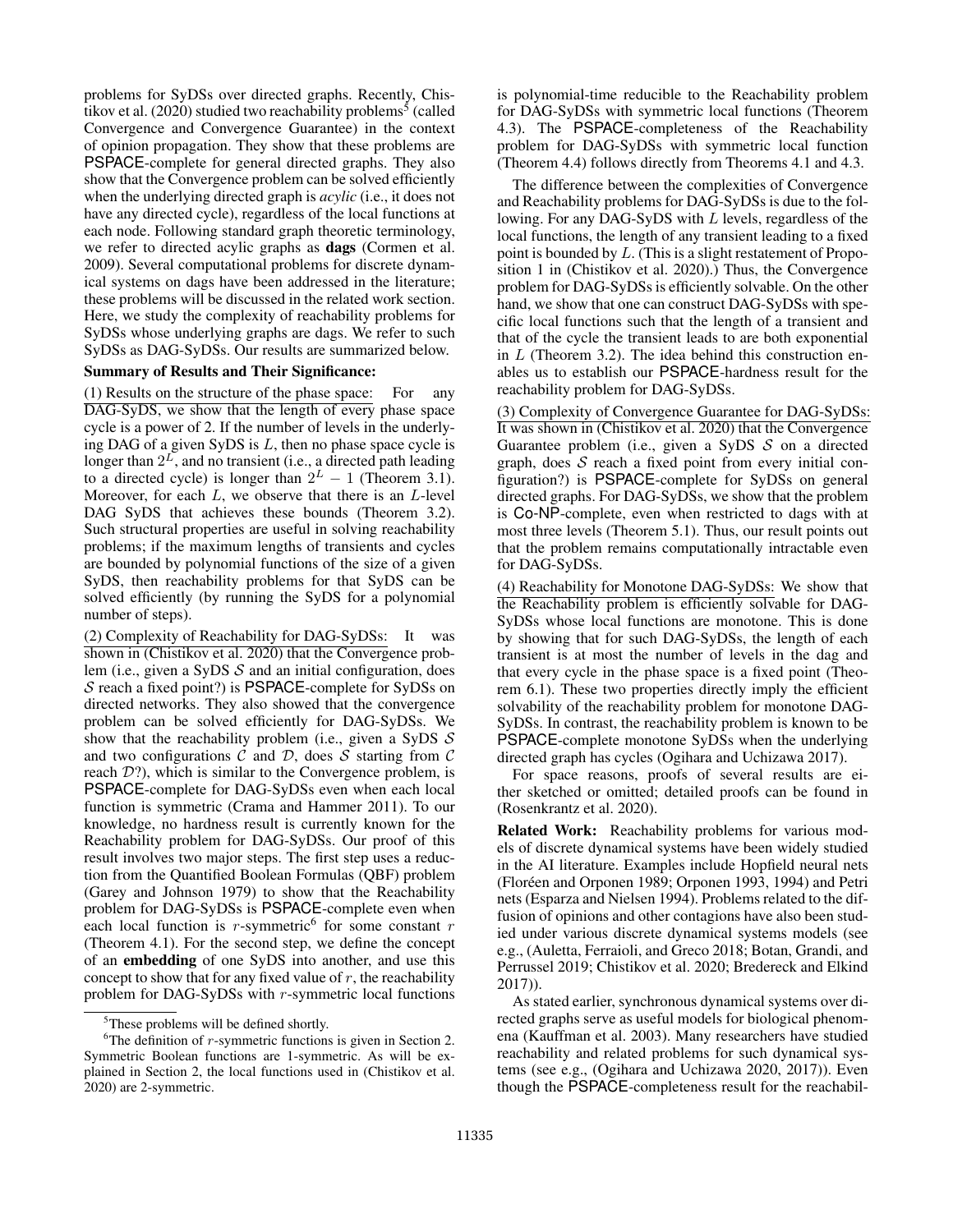problems for SyDSs over directed graphs. Recently, Chistikov et al. (2020) studied two reachability problems[5] (called Convergence and Convergence Guarantee) in the context of opinion propagation. They show that these problems are PSPACE-complete for general directed graphs. They also show that the Convergence problem can be solved efficiently when the underlying directed graph is *acylic* (i.e., it does not have any directed cycle), regardless of the local functions at each node. Following standard graph theoretic terminology, we refer to directed acylic graphs as **dags** (Cormen et al. 2009). Several computational problems for discrete dynamical systems on dags have been addressed in the literature; these problems will be discussed in the related work section. Here, we study the complexity of reachability problems for SyDSs whose underlying graphs are dags. We refer to such SyDSs as DAG-SyDSs. Our results are summarized below.

**Summary of Results and Their Significance:**

(1) Results on the structure of the phase space: For any DAG-SyDS, we show that the length of every phase space cycle is a power of 2. If the number of levels in the underlying DAG of a given SyDS is $L$, then no phase space cycle is longer than $2^L$, and no transient (i.e., a directed path leading to a directed cycle) is longer than $2^L - 1$ (Theorem 3.1). Moreover, for each $L$, we observe that there is an $L$-level DAG SyDS that achieves these bounds (Theorem 3.2). Such structural properties are useful in solving reachability problems; if the maximum lengths of transients and cycles are bounded by polynomial functions of the size of a given SyDS, then reachability problems for that SyDS can be solved efficiently (by running the SyDS for a polynomial number of steps).

(2) Complexity of Reachability for DAG-SyDSs: It was shown in (Chistikov et al. 2020) that the Convergence problem (i.e., given a SyDS $\mathcal{S}$ and an initial configuration, does $\mathcal{S}$ reach a fixed point?) is PSPACE-complete for SyDSs on directed networks. They also showed that the convergence problem can be solved efficiently for DAG-SyDSs. We show that the reachability problem (i.e., given a SyDS $\mathcal{S}$ and two configurations $\mathcal{C}$ and $\mathcal{D}$, does $\mathcal{S}$ starting from $\mathcal{C}$ reach $\mathcal{D}$?), which is similar to the Convergence problem, is PSPACE-complete for DAG-SyDSs even when each local function is symmetric (Crama and Hammer 2011). To our knowledge, no hardness result is currently known for the Reachability problem for DAG-SyDSs. Our proof of this result involves two major steps. The first step uses a reduction from the Quantified Boolean Formulas (QBF) problem (Garey and Johnson 1979) to show that the Reachability problem for DAG-SyDSs is PSPACE-complete even when each local function is $r$-symmetric[6] for some constant $r$ (Theorem 4.1). For the second step, we define the concept of an **embedding** of one SyDS into another, and use this concept to show that for any fixed value of $r$, the reachability problem for DAG-SyDSs with $r$-symmetric local functions is polynomial-time reducible to the Reachability problem for DAG-SyDSs with symmetric local functions (Theorem 4.3). The PSPACE-completeness of the Reachability problem for DAG-SyDSs with symmetric local function (Theorem 4.4) follows directly from Theorems 4.1 and 4.3.

The difference between the complexities of Convergence and Reachability problems for DAG-SyDSs is due to the following. For any DAG-SyDS with $L$ levels, regardless of the local functions, the length of any transient leading to a fixed point is bounded by $L$. (This is a slight restatement of Proposition 1 in (Chistikov et al. 2020).) Thus, the Convergence problem for DAG-SyDSs is efficiently solvable. On the other hand, we show that one can construct DAG-SyDSs with specific local functions such that the length of a transient and that of the cycle the transient leads to are both exponential in $L$ (Theorem 3.2). The idea behind this construction enables us to establish our PSPACE-hardness result for the reachability problem for DAG-SyDSs.

(3) Complexity of Convergence Guarantee for DAG-SyDSs: It was shown in (Chistikov et al. 2020) that the Convergence Guarantee problem (i.e., given a SyDS $\mathcal{S}$ on a directed graph, does $\mathcal{S}$ reach a fixed point from every initial configuration?) is PSPACE-complete for SyDSs on general directed graphs. For DAG-SyDSs, we show that the problem is Co-NP-complete, even when restricted to dags with at most three levels (Theorem 5.1). Thus, our result points out that the problem remains computationally intractable even for DAG-SyDSs.

(4) Reachability for Monotone DAG-SyDSs: We show that the Reachability problem is efficiently solvable for DAG-SyDSs whose local functions are monotone. This is done by showing that for such DAG-SyDSs, the length of each transient is at most the number of levels in the dag and that every cycle in the phase space is a fixed point (Theorem 6.1). These two properties directly imply the efficient solvability of the reachability problem for monotone DAG-SyDSs. In contrast, the reachability problem is known to be PSPACE-complete monotone SyDSs when the underlying directed graph has cycles (Ogihara and Uchizawa 2017).

For space reasons, proofs of several results are either sketched or omitted; detailed proofs can be found in (Rosenkrantz et al. 2020).

**Related Work:** Reachability problems for various models of discrete dynamical systems have been widely studied in the AI literature. Examples include Hopfield neural nets (Floréen and Orponen 1989; Orponen 1993, 1994) and Petri nets (Esparza and Nielsen 1994). Problems related to the diffusion of opinions and other contagions have also been studied under various discrete dynamical systems models (see e.g., (Auletta, Ferraioli, and Greco 2018; Botan, Grandi, and Perrussel 2019; Chistikov et al. 2020; Bredereck and Elkind 2017)).

As stated earlier, synchronous dynamical systems over directed graphs serve as useful models for biological phenomena (Kauffman et al. 2003). Many researchers have studied reachability and related problems for such dynamical systems (see e.g., (Ogihara and Uchizawa 2020, 2017)). Even though the PSPACE-completeness result for the reachabil-

[5] These problems will be defined shortly.

[6] The definition of $r$-symmetric functions is given in Section 2. Symmetric Boolean functions are 1-symmetric. As will be explained in Section 2, the local functions used in (Chistikov et al. 2020) are 2-symmetric.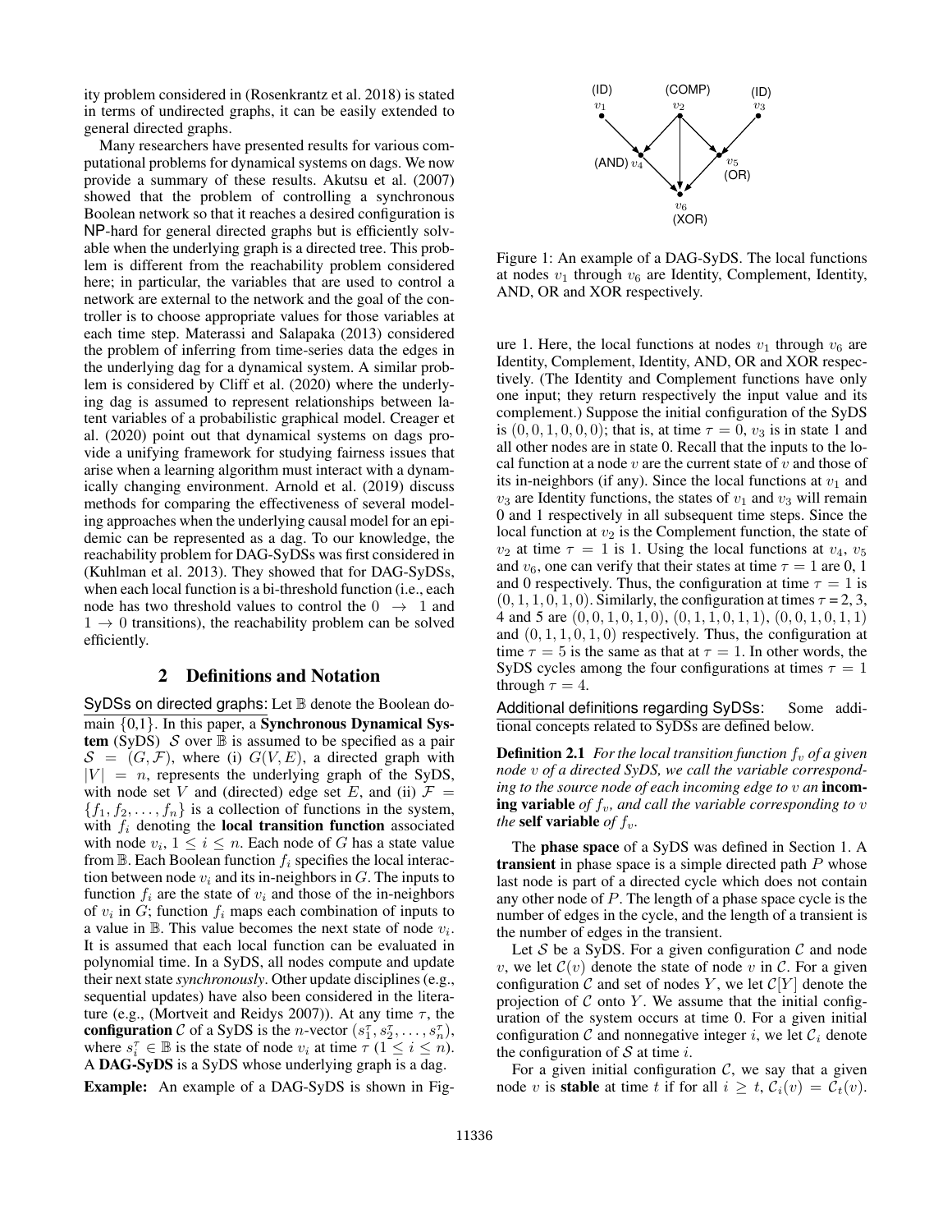ity problem considered in (Rosenkrantz et al. 2018) is stated in terms of undirected graphs, it can be easily extended to general directed graphs.

Many researchers have presented results for various computational problems for dynamical systems on dags. We now provide a summary of these results. Akutsu et al. (2007) showed that the problem of controlling a synchronous Boolean network so that it reaches a desired configuration is NP-hard for general directed graphs but is efficiently solvable when the underlying graph is a directed tree. This problem is different from the reachability problem considered here; in particular, the variables that are used to control a network are external to the network and the goal of the controller is to choose appropriate values for those variables at each time step. Materassi and Salapaka (2013) considered the problem of inferring from time-series data the edges in the underlying dag for a dynamical system. A similar problem is considered by Cliff et al. (2020) where the underlying dag is assumed to represent relationships between latent variables of a probabilistic graphical model. Creager et al. (2020) point out that dynamical systems on dags provide a unifying framework for studying fairness issues that arise when a learning algorithm must interact with a dynamically changing environment. Arnold et al. (2019) discuss methods for comparing the effectiveness of several modeling approaches when the underlying causal model for an epidemic can be represented as a dag. To our knowledge, the reachability problem for DAG-SyDSs was first considered in (Kuhlman et al. 2013). They showed that for DAG-SyDSs, when each local function is a bi-threshold function (i.e., each node has two threshold values to control the $0 \rightarrow 1$ and $1 \rightarrow 0$ transitions), the reachability problem can be solved efficiently.

## 2 Definitions and Notation

SyDSs on directed graphs: Let $\mathbb{B}$ denote the Boolean domain {0,1}. In this paper, a **Synchronous Dynamical System** (SyDS) $\mathcal{S}$ over $\mathbb{B}$ is assumed to be specified as a pair $\mathcal{S} = (G, \mathcal{F})$, where (i) $G(V, E)$, a directed graph with $|V| = n$, represents the underlying graph of the SyDS, with node set $V$ and (directed) edge set $E$, and (ii) $\mathcal{F} = \{f_1, f_2, \ldots, f_n\}$ is a collection of functions in the system, with $f_i$ denoting the **local transition function** associated with node $v_i$, $1 \leq i \leq n$. Each node of $G$ has a state value from $\mathbb{B}$. Each Boolean function $f_i$ specifies the local interaction between node $v_i$ and its in-neighbors in $G$. The inputs to function $f_i$ are the state of $v_i$ and those of the in-neighbors of $v_i$ in $G$; function $f_i$ maps each combination of inputs to a value in $\mathbb{B}$. This value becomes the next state of node $v_i$. It is assumed that each local function can be evaluated in polynomial time. In a SyDS, all nodes compute and update their next state *synchronously*. Other update disciplines (e.g., sequential updates) have also been considered in the literature (e.g., (Mortveit and Reidys 2007)). At any time $\tau$, the **configuration** $\mathcal{C}$ of a SyDS is the $n$-vector $(s_1^\tau, s_2^\tau, \ldots, s_n^\tau)$, where $s_i^\tau \in \mathbb{B}$ is the state of node $v_i$ at time $\tau$ ($1 \leq i \leq n$). A **DAG-SyDS** is a SyDS whose underlying graph is a dag.

**Example:** An example of a DAG-SyDS is shown in Figure 1. Here, the local functions at nodes $v_1$ through $v_6$ are Identity, Complement, Identity, AND, OR and XOR respectively. (The Identity and Complement functions have only one input; they return respectively the input value and its complement.) Suppose the initial configuration of the SyDS is $(0, 0, 1, 0, 0, 0)$; that is, at time $\tau = 0$, $v_3$ is in state 1 and all other nodes are in state 0. Recall that the inputs to the local function at a node $v$ are the current state of $v$ and those of its in-neighbors (if any). Since the local functions at $v_1$ and $v_3$ are Identity functions, the states of $v_1$ and $v_3$ will remain 0 and 1 respectively in all subsequent time steps. Since the local function at $v_2$ is the Complement function, the state of $v_2$ at time $\tau = 1$ is 1. Using the local functions at $v_4$, $v_5$ and $v_6$, one can verify that their states at time $\tau = 1$ are 0, 1 and 0 respectively. Thus, the configuration at time $\tau = 1$ is $(0, 1, 1, 0, 1, 0)$. Similarly, the configuration at times $\tau$ = 2, 3, 4 and 5 are $(0, 0, 1, 0, 1, 0)$, $(0, 1, 1, 0, 1, 1)$, $(0, 0, 1, 0, 1, 1)$ and $(0, 1, 1, 0, 1, 0)$ respectively. Thus, the configuration at time $\tau = 5$ is the same as that at $\tau = 1$. In other words, the SyDS cycles among the four configurations at times $\tau = 1$ through $\tau = 4$.

Figure 1: An example of a DAG-SyDS. The local functions at nodes $v_1$ through $v_6$ are Identity, Complement, Identity, AND, OR and XOR respectively.

Additional definitions regarding SyDSs: Some additional concepts related to SyDSs are defined below.

**Definition 2.1** *For the local transition function $f_v$ of a given node $v$ of a directed SyDS, we call the variable corresponding to the source node of each incoming edge to $v$ an* **incoming variable** *of $f_v$, and call the variable corresponding to $v$ the* **self variable** *of $f_v$.*

The **phase space** of a SyDS was defined in Section 1. A **transient** in phase space is a simple directed path $P$ whose last node is part of a directed cycle which does not contain any other node of $P$. The length of a phase space cycle is the number of edges in the cycle, and the length of a transient is the number of edges in the transient.

Let $\mathcal{S}$ be a SyDS. For a given configuration $\mathcal{C}$ and node $v$, we let $\mathcal{C}(v)$ denote the state of node $v$ in $\mathcal{C}$. For a given configuration $\mathcal{C}$ and set of nodes $Y$, we let $\mathcal{C}[Y]$ denote the projection of $\mathcal{C}$ onto $Y$. We assume that the initial configuration of the system occurs at time 0. For a given initial configuration $\mathcal{C}$ and nonnegative integer $i$, we let $\mathcal{C}_i$ denote the configuration of $\mathcal{S}$ at time $i$.

For a given initial configuration $\mathcal{C}$, we say that a given node $v$ is **stable** at time $t$ if for all $i \geq t$, $\mathcal{C}_i(v) = \mathcal{C}_t(v)$.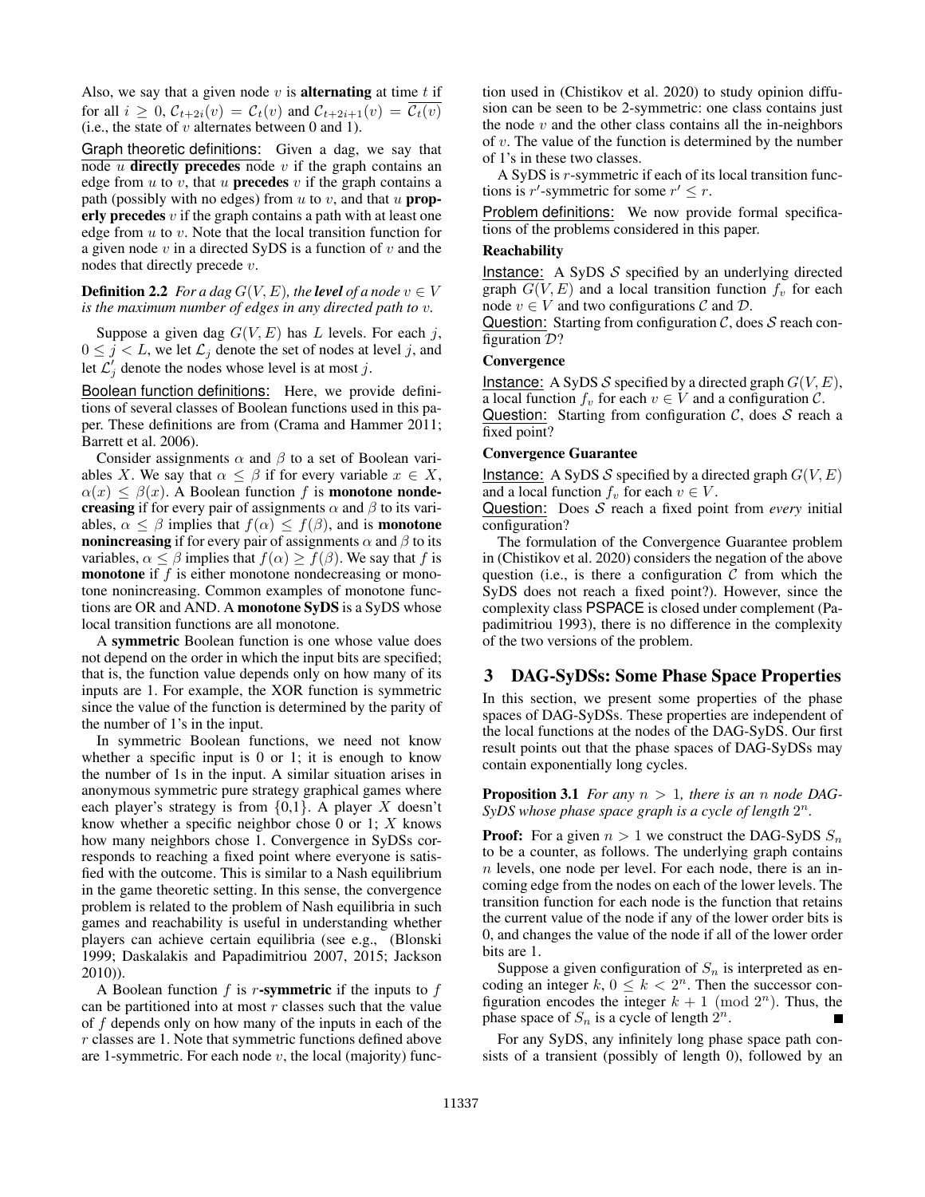Also, we say that a given node $v$ is **alternating** at time $t$ if for all $i \geq 0$, $\mathcal{C}_{t+2i}(v) = \mathcal{C}_t(v)$ and $\mathcal{C}_{t+2i+1}(v) = \overline{\mathcal{C}_t(v)}$ (i.e., the state of $v$ alternates between 0 and 1).

Graph theoretic definitions: Given a dag, we say that node $u$ **directly precedes** node $v$ if the graph contains an edge from $u$ to $v$, that $u$ **precedes** $v$ if the graph contains a path (possibly with no edges) from $u$ to $v$, and that $u$ **properly precedes** $v$ if the graph contains a path with at least one edge from $u$ to $v$. Note that the local transition function for a given node $v$ in a directed SyDS is a function of $v$ and the nodes that directly precede $v$.

**Definition 2.2** *For a dag $G(V, E)$, the **level** of a node $v \in V$ is the maximum number of edges in any directed path to $v$.*

Suppose a given dag $G(V, E)$ has $L$ levels. For each $j$, $0 \leq j < L$, we let $\mathcal{L}_j$ denote the set of nodes at level $j$, and let $\mathcal{L}'_j$ denote the nodes whose level is at most $j$.

Boolean function definitions: Here, we provide definitions of several classes of Boolean functions used in this paper. These definitions are from (Crama and Hammer 2011; Barrett et al. 2006).

Consider assignments $\alpha$ and $\beta$ to a set of Boolean variables $X$. We say that $\alpha \leq \beta$ if for every variable $x \in X$, $\alpha(x) \leq \beta(x)$. A Boolean function $f$ is **monotone nondecreasing** if for every pair of assignments $\alpha$ and $\beta$ to its variables, $\alpha \leq \beta$ implies that $f(\alpha) \leq f(\beta)$, and is **monotone nonincreasing** if for every pair of assignments $\alpha$ and $\beta$ to its variables, $\alpha \leq \beta$ implies that $f(\alpha) \geq f(\beta)$. We say that $f$ is **monotone** if $f$ is either monotone nondecreasing or monotone nonincreasing. Common examples of monotone functions are OR and AND. A **monotone SyDS** is a SyDS whose local transition functions are all monotone.

A **symmetric** Boolean function is one whose value does not depend on the order in which the input bits are specified; that is, the function value depends only on how many of its inputs are 1. For example, the XOR function is symmetric since the value of the function is determined by the parity of the number of 1's in the input.

In symmetric Boolean functions, we need not know whether a specific input is 0 or 1; it is enough to know the number of 1s in the input. A similar situation arises in anonymous symmetric pure strategy graphical games where each player's strategy is from {0,1}. A player $X$ doesn't know whether a specific neighbor chose 0 or 1; $X$ knows how many neighbors chose 1. Convergence in SyDSs corresponds to reaching a fixed point where everyone is satisfied with the outcome. This is similar to a Nash equilibrium in the game theoretic setting. In this sense, the convergence problem is related to the problem of Nash equilibria in such games and reachability is useful in understanding whether players can achieve certain equilibria (see e.g., (Blonski 1999; Daskalakis and Papadimitriou 2007, 2015; Jackson 2010)).

A Boolean function $f$ is **$r$-symmetric** if the inputs to $f$ can be partitioned into at most $r$ classes such that the value of $f$ depends only on how many of the inputs in each of the $r$ classes are 1. Note that symmetric functions defined above are 1-symmetric. For each node $v$, the local (majority) function used in (Chistikov et al. 2020) to study opinion diffusion can be seen to be 2-symmetric: one class contains just the node $v$ and the other class contains all the in-neighbors of $v$. The value of the function is determined by the number of 1's in these two classes.

A SyDS is $r$-symmetric if each of its local transition functions is $r'$-symmetric for some $r' \leq r$.

Problem definitions: We now provide formal specifications of the problems considered in this paper.

**Reachability**

Instance: A SyDS $\mathcal{S}$ specified by an underlying directed graph $G(V, E)$ and a local transition function $f_v$ for each node $v \in V$ and two configurations $\mathcal{C}$ and $\mathcal{D}$.
Question: Starting from configuration $\mathcal{C}$, does $\mathcal{S}$ reach configuration $\mathcal{D}$?

**Convergence**

Instance: A SyDS $\mathcal{S}$ specified by a directed graph $G(V, E)$, a local function $f_v$ for each $v \in V$ and a configuration $\mathcal{C}$.
Question: Starting from configuration $\mathcal{C}$, does $\mathcal{S}$ reach a fixed point?

**Convergence Guarantee**

Instance: A SyDS $\mathcal{S}$ specified by a directed graph $G(V, E)$ and a local function $f_v$ for each $v \in V$.
Question: Does $\mathcal{S}$ reach a fixed point from *every* initial configuration?

The formulation of the Convergence Guarantee problem in (Chistikov et al. 2020) considers the negation of the above question (i.e., is there a configuration $\mathcal{C}$ from which the SyDS does not reach a fixed point?). However, since the complexity class PSPACE is closed under complement (Papadimitriou 1993), there is no difference in the complexity of the two versions of the problem.

## 3 DAG-SyDSs: Some Phase Space Properties

In this section, we present some properties of the phase spaces of DAG-SyDSs. These properties are independent of the local functions at the nodes of the DAG-SyDS. Our first result points out that the phase spaces of DAG-SyDSs may contain exponentially long cycles.

**Proposition 3.1** *For any $n > 1$, there is an $n$ node DAG-SyDS whose phase space graph is a cycle of length $2^n$.*

**Proof:** For a given $n > 1$ we construct the DAG-SyDS $S_n$ to be a counter, as follows. The underlying graph contains $n$ levels, one node per level. For each node, there is an incoming edge from the nodes on each of the lower levels. The transition function for each node is the function that retains the current value of the node if any of the lower order bits is 0, and changes the value of the node if all of the lower order bits are 1.

Suppose a given configuration of $S_n$ is interpreted as encoding an integer $k$, $0 \leq k < 2^n$. Then the successor configuration encodes the integer $k + 1 \pmod{2^n}$. Thus, the phase space of $S_n$ is a cycle of length $2^n$. ■

For any SyDS, any infinitely long phase space path consists of a transient (possibly of length 0), followed by an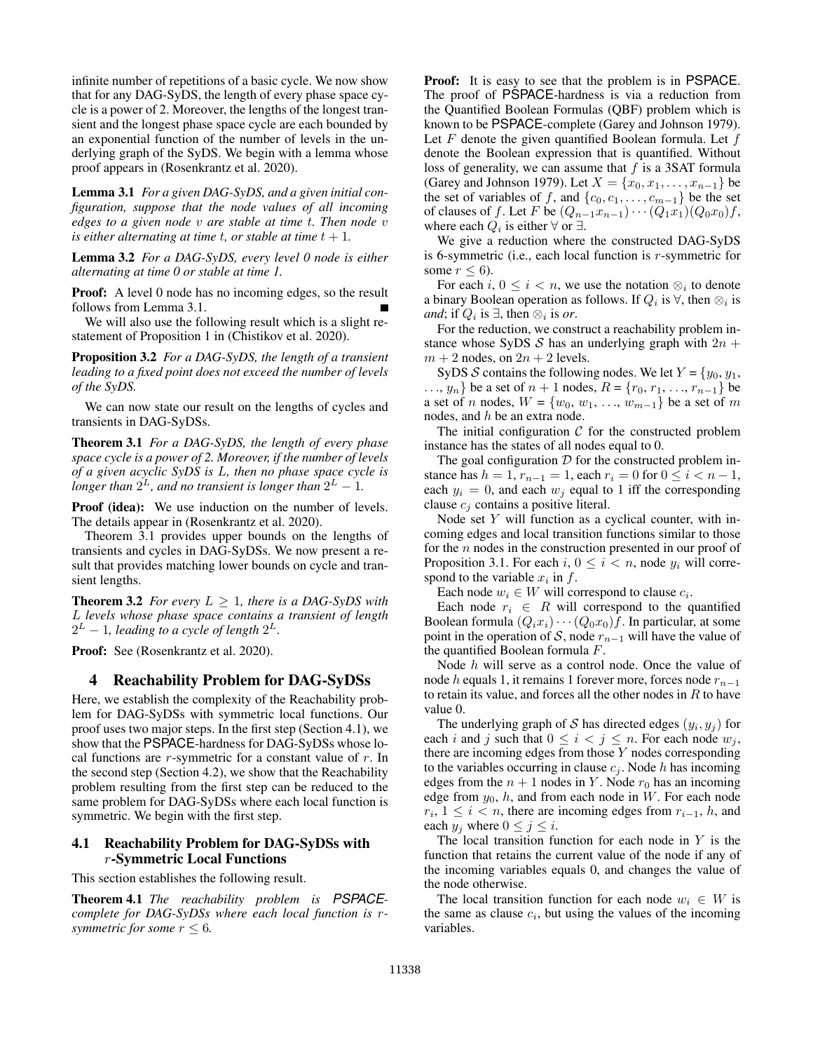infinite number of repetitions of a basic cycle. We now show that for any DAG-SyDS, the length of every phase space cycle is a power of 2. Moreover, the lengths of the longest transient and the longest phase space cycle are each bounded by an exponential function of the number of levels in the underlying graph of the SyDS. We begin with a lemma whose proof appears in (Rosenkrantz et al. 2020).

**Lemma 3.1** *For a given DAG-SyDS, and a given initial configuration, suppose that the node values of all incoming edges to a given node $v$ are stable at time $t$. Then node $v$ is either alternating at time $t$, or stable at time $t + 1$.*

**Lemma 3.2** *For a DAG-SyDS, every level 0 node is either alternating at time 0 or stable at time 1.*

**Proof:** A level 0 node has no incoming edges, so the result follows from Lemma 3.1. ∎

We will also use the following result which is a slight restatement of Proposition 1 in (Chistikov et al. 2020).

**Proposition 3.2** *For a DAG-SyDS, the length of a transient leading to a fixed point does not exceed the number of levels of the SyDS.*

We can now state our result on the lengths of cycles and transients in DAG-SyDSs.

**Theorem 3.1** *For a DAG-SyDS, the length of every phase space cycle is a power of 2. Moreover, if the number of levels of a given acyclic SyDS is $L$, then no phase space cycle is longer than $2^L$, and no transient is longer than $2^L - 1$.*

**Proof (idea):** We use induction on the number of levels. The details appear in (Rosenkrantz et al. 2020).

Theorem 3.1 provides upper bounds on the lengths of transients and cycles in DAG-SyDSs. We now present a result that provides matching lower bounds on cycle and transient lengths.

**Theorem 3.2** *For every $L \geq 1$, there is a DAG-SyDS with $L$ levels whose phase space contains a transient of length $2^L - 1$, leading to a cycle of length $2^L$.*

**Proof:** See (Rosenkrantz et al. 2020).

## 4 Reachability Problem for DAG-SyDSs

Here, we establish the complexity of the Reachability problem for DAG-SyDSs with symmetric local functions. Our proof uses two major steps. In the first step (Section 4.1), we show that the PSPACE-hardness for DAG-SyDSs whose local functions are $r$-symmetric for a constant value of $r$. In the second step (Section 4.2), we show that the Reachability problem resulting from the first step can be reduced to the same problem for DAG-SyDSs where each local function is symmetric. We begin with the first step.

### 4.1 Reachability Problem for DAG-SyDSs with $r$-Symmetric Local Functions

This section establishes the following result.

**Theorem 4.1** *The reachability problem is PSPACE-complete for DAG-SyDSs where each local function is $r$-symmetric for some $r \leq 6$.*

**Proof:** It is easy to see that the problem is in PSPACE. The proof of PSPACE-hardness is via a reduction from the Quantified Boolean Formulas (QBF) problem which is known to be PSPACE-complete (Garey and Johnson 1979). Let $F$ denote the given quantified Boolean formula. Let $f$ denote the Boolean expression that is quantified. Without loss of generality, we can assume that $f$ is a 3SAT formula (Garey and Johnson 1979). Let $X = \{x_0, x_1, \ldots, x_{n-1}\}$ be the set of variables of $f$, and $\{c_0, c_1, \ldots, c_{m-1}\}$ be the set of clauses of $f$. Let $F$ be $(Q_{n-1}x_{n-1}) \cdots (Q_1x_1)(Q_0x_0)f$, where each $Q_i$ is either $\forall$ or $\exists$.

We give a reduction where the constructed DAG-SyDS is 6-symmetric (i.e., each local function is $r$-symmetric for some $r \leq 6$).

For each $i$, $0 \leq i < n$, we use the notation $\otimes_i$ to denote a binary Boolean operation as follows. If $Q_i$ is $\forall$, then $\otimes_i$ is *and*; if $Q_i$ is $\exists$, then $\otimes_i$ is *or*.

For the reduction, we construct a reachability problem instance whose SyDS $\mathcal{S}$ has an underlying graph with $2n + m + 2$ nodes, on $2n + 2$ levels.

SyDS $\mathcal{S}$ contains the following nodes. We let $Y = \{y_0, y_1, \ldots, y_n\}$ be a set of $n + 1$ nodes, $R = \{r_0, r_1, \ldots, r_{n-1}\}$ be a set of $n$ nodes, $W = \{w_0, w_1, \ldots, w_{m-1}\}$ be a set of $m$ nodes, and $h$ be an extra node.

The initial configuration $\mathcal{C}$ for the constructed problem instance has the states of all nodes equal to 0.

The goal configuration $\mathcal{D}$ for the constructed problem instance has $h = 1$, $r_{n-1} = 1$, each $r_i = 0$ for $0 \leq i < n - 1$, each $y_i = 0$, and each $w_j$ equal to 1 iff the corresponding clause $c_j$ contains a positive literal.

Node set $Y$ will function as a cyclical counter, with incoming edges and local transition functions similar to those for the $n$ nodes in the construction presented in our proof of Proposition 3.1. For each $i$, $0 \leq i < n$, node $y_i$ will correspond to the variable $x_i$ in $f$.

Each node $w_i \in W$ will correspond to clause $c_i$.

Each node $r_i \in R$ will correspond to the quantified Boolean formula $(Q_ix_i) \cdots (Q_0x_0)f$. In particular, at some point in the operation of $\mathcal{S}$, node $r_{n-1}$ will have the value of the quantified Boolean formula $F$.

Node $h$ will serve as a control node. Once the value of node $h$ equals 1, it remains 1 forever more, forces node $r_{n-1}$ to retain its value, and forces all the other nodes in $R$ to have value 0.

The underlying graph of $\mathcal{S}$ has directed edges $(y_i, y_j)$ for each $i$ and $j$ such that $0 \leq i < j \leq n$. For each node $w_j$, there are incoming edges from those $Y$ nodes corresponding to the variables occurring in clause $c_j$. Node $h$ has incoming edges from the $n + 1$ nodes in $Y$. Node $r_0$ has an incoming edge from $y_0$, $h$, and from each node in $W$. For each node $r_i$, $1 \leq i < n$, there are incoming edges from $r_{i-1}$, $h$, and each $y_j$ where $0 \leq j \leq i$.

The local transition function for each node in $Y$ is the function that retains the current value of the node if any of the incoming variables equals 0, and changes the value of the node otherwise.

The local transition function for each node $w_i \in W$ is the same as clause $c_i$, but using the values of the incoming variables.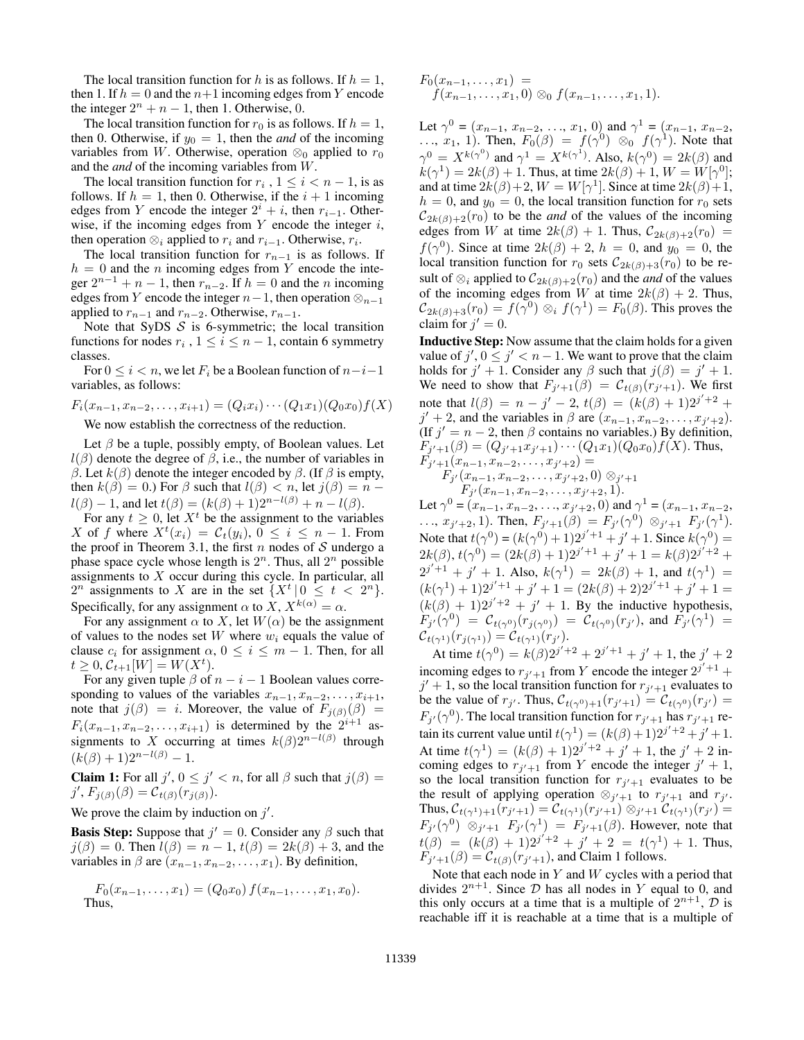The local transition function for $h$ is as follows. If $h = 1$, then 1. If $h = 0$ and the $n+1$ incoming edges from $Y$ encode the integer $2^n + n - 1$, then 1. Otherwise, 0.

The local transition function for $r_0$ is as follows. If $h = 1$, then 0. Otherwise, if $y_0 = 1$, then the *and* of the incoming variables from $W$. Otherwise, operation $\otimes_0$ applied to $r_0$ and the *and* of the incoming variables from $W$.

The local transition function for $r_i$ , $1 \leq i < n-1$, is as follows. If $h = 1$, then 0. Otherwise, if the $i+1$ incoming edges from $Y$ encode the integer $2^i + i$, then $r_{i-1}$. Otherwise, if the incoming edges from $Y$ encode the integer $i$, then operation $\otimes_i$ applied to $r_i$ and $r_{i-1}$. Otherwise, $r_i$.

The local transition function for $r_{n-1}$ is as follows. If $h = 0$ and the $n$ incoming edges from $Y$ encode the integer $2^{n-1} + n - 1$, then $r_{n-2}$. If $h = 0$ and the $n$ incoming edges from $Y$ encode the integer $n-1$, then operation $\otimes_{n-1}$ applied to $r_{n-1}$ and $r_{n-2}$. Otherwise, $r_{n-1}$.

Note that SyDS $\mathcal{S}$ is 6-symmetric; the local transition functions for nodes $r_i$ , $1 \leq i \leq n-1$, contain 6 symmetry classes.

For $0 \leq i < n$, we let $F_i$ be a Boolean function of $n-i-1$ variables, as follows:

$$F_i(x_{n-1}, x_{n-2}, \ldots, x_{i+1}) = (Q_i x_i) \cdots (Q_1 x_1)(Q_0 x_0) f(X)$$

We now establish the correctness of the reduction.

Let $\beta$ be a tuple, possibly empty, of Boolean values. Let $l(\beta)$ denote the degree of $\beta$, i.e., the number of variables in $\beta$. Let $k(\beta)$ denote the integer encoded by $\beta$. (If $\beta$ is empty, then $k(\beta) = 0$.) For $\beta$ such that $l(\beta) < n$, let $j(\beta) = n - l(\beta) - 1$, and let $t(\beta) = (k(\beta)+1)2^{n-l(\beta)} + n - l(\beta)$.

For any $t \geq 0$, let $X^t$ be the assignment to the variables $X$ of $f$ where $X^t(x_i) = \mathcal{C}_t(y_i)$, $0 \leq i \leq n-1$. From the proof in Theorem 3.1, the first $n$ nodes of $\mathcal{S}$ undergo a phase space cycle whose length is $2^n$. Thus, all $2^n$ possible assignments to $X$ occur during this cycle. In particular, all $2^n$ assignments to $X$ are in the set $\{X^t \,|\, 0 \leq t < 2^n\}$. Specifically, for any assignment $\alpha$ to $X$, $X^{k(\alpha)} = \alpha$.

For any assignment $\alpha$ to $X$, let $W(\alpha)$ be the assignment of values to the nodes set $W$ where $w_i$ equals the value of clause $c_i$ for assignment $\alpha$, $0 \leq i \leq m-1$. Then, for all $t \geq 0$, $\mathcal{C}_{t+1}[W] = W(X^t)$.

For any given tuple $\beta$ of $n-i-1$ Boolean values corresponding to values of the variables $x_{n-1}, x_{n-2}, \ldots, x_{i+1}$, note that $j(\beta) = i$. Moreover, the value of $F_{j(\beta)}(\beta) = F_i(x_{n-1}, x_{n-2}, \ldots, x_{i+1})$ is determined by the $2^{i+1}$ assignments to $X$ occurring at times $k(\beta)2^{n-l(\beta)}$ through $(k(\beta)+1)2^{n-l(\beta)} - 1$.

**Claim 1:** For all $j'$, $0 \leq j' < n$, for all $\beta$ such that $j(\beta) = j'$, $F_{j(\beta)}(\beta) = \mathcal{C}_{t(\beta)}(r_{j(\beta)})$.

We prove the claim by induction on $j'$.

**Basis Step:** Suppose that $j' = 0$. Consider any $\beta$ such that $j(\beta) = 0$. Then $l(\beta) = n-1$, $t(\beta) = 2k(\beta) + 3$, and the variables in $\beta$ are $(x_{n-1}, x_{n-2}, \ldots, x_1)$. By definition,

$$F_0(x_{n-1}, \ldots, x_1) = (Q_0 x_0)\, f(x_{n-1}, \ldots, x_1, x_0).$$

Thus,

$$F_0(x_{n-1}, \ldots, x_1) = f(x_{n-1}, \ldots, x_1, 0) \otimes_0 f(x_{n-1}, \ldots, x_1, 1).$$

Let $\gamma^0 = (x_{n-1}, x_{n-2}, \ldots, x_1, 0)$ and $\gamma^1 = (x_{n-1}, x_{n-2}, \ldots, x_1, 1)$. Then, $F_0(\beta) = f(\gamma^0) \otimes_0 f(\gamma^1)$. Note that $\gamma^0 = X^{k(\gamma^0)}$ and $\gamma^1 = X^{k(\gamma^1)}$. Also, $k(\gamma^0) = 2k(\beta)$ and $k(\gamma^1) = 2k(\beta) + 1$. Thus, at time $2k(\beta)+1$, $W = W[\gamma^0]$; and at time $2k(\beta)+2$, $W = W[\gamma^1]$. Since at time $2k(\beta)+1$, $h = 0$, and $y_0 = 0$, the local transition function for $r_0$ sets $\mathcal{C}_{2k(\beta)+2}(r_0)$ to be the *and* of the values of the incoming edges from $W$ at time $2k(\beta)+1$. Thus, $\mathcal{C}_{2k(\beta)+2}(r_0) = f(\gamma^0)$. Since at time $2k(\beta)+2$, $h = 0$, and $y_0 = 0$, the local transition function for $r_0$ sets $\mathcal{C}_{2k(\beta)+3}(r_0)$ to be result of $\otimes_i$ applied to $\mathcal{C}_{2k(\beta)+2}(r_0)$ and the *and* of the values of the incoming edges from $W$ at time $2k(\beta)+2$. Thus, $\mathcal{C}_{2k(\beta)+3}(r_0) = f(\gamma^0) \otimes_i f(\gamma^1) = F_0(\beta)$. This proves the claim for $j' = 0$.

**Inductive Step:** Now assume that the claim holds for a given value of $j'$, $0 \leq j' < n-1$. We want to prove that the claim holds for $j'+1$. Consider any $\beta$ such that $j(\beta) = j'+1$. We need to show that $F_{j'+1}(\beta) = \mathcal{C}_{t(\beta)}(r_{j'+1})$. We first note that $l(\beta) = n - j' - 2$, $t(\beta) = (k(\beta)+1)2^{j'+2} + j' + 2$, and the variables in $\beta$ are $(x_{n-1}, x_{n-2}, \ldots, x_{j'+2})$. (If $j' = n-2$, then $\beta$ contains no variables.) By definition, $F_{j'+1}(\beta) = (Q_{j'+1} x_{j'+1}) \cdots (Q_1 x_1)(Q_0 x_0) f(X)$. Thus,

$$F_{j'+1}(x_{n-1}, x_{n-2}, \ldots, x_{j'+2}) = F_{j'}(x_{n-1}, x_{n-2}, \ldots, x_{j'+2}, 0) \otimes_{j'+1} F_{j'}(x_{n-1}, x_{n-2}, \ldots, x_{j'+2}, 1).$$

Let $\gamma^0 = (x_{n-1}, x_{n-2}, \ldots, x_{j'+2}, 0)$ and $\gamma^1 = (x_{n-1}, x_{n-2}, \ldots, x_{j'+2}, 1)$. Then, $F_{j'+1}(\beta) = F_{j'}(\gamma^0) \otimes_{j'+1} F_{j'}(\gamma^1)$. Note that $t(\gamma^0) = (k(\gamma^0)+1)2^{j'+1} + j' + 1$. Since $k(\gamma^0) = 2k(\beta)$, $t(\gamma^0) = (2k(\beta)+1)2^{j'+1} + j' + 1 = k(\beta)2^{j'+2} + 2^{j'+1} + j' + 1$. Also, $k(\gamma^1) = 2k(\beta) + 1$, and $t(\gamma^1) = (k(\gamma^1)+1)2^{j'+1} + j' + 1 = (2k(\beta)+2)2^{j'+1} + j' + 1 = (k(\beta)+1)2^{j'+2} + j' + 1$. By the inductive hypothesis, $F_{j'}(\gamma^0) = \mathcal{C}_{t(\gamma^0)}(r_{j(\gamma^0)}) = \mathcal{C}_{t(\gamma^0)}(r_{j'})$, and $F_{j'}(\gamma^1) = \mathcal{C}_{t(\gamma^1)}(r_{j(\gamma^1)}) = \mathcal{C}_{t(\gamma^1)}(r_{j'})$.

At time $t(\gamma^0) = k(\beta)2^{j'+2} + 2^{j'+1} + j' + 1$, the $j'+2$ incoming edges to $r_{j'+1}$ from $Y$ encode the integer $2^{j'+1} + j' + 1$, so the local transition function for $r_{j'+1}$ evaluates to be the value of $r_{j'}$. Thus, $\mathcal{C}_{t(\gamma^0)+1}(r_{j'+1}) = \mathcal{C}_{t(\gamma^0)}(r_{j'}) = F_{j'}(\gamma^0)$. The local transition function for $r_{j'+1}$ has $r_{j'+1}$ retain its current value until $t(\gamma^1) = (k(\beta)+1)2^{j'+2} + j' + 1$. At time $t(\gamma^1) = (k(\beta)+1)2^{j'+2} + j' + 1$, the $j'+2$ incoming edges to $r_{j'+1}$ from $Y$ encode the integer $j'+1$, so the local transition function for $r_{j'+1}$ evaluates to be the result of applying operation $\otimes_{j'+1}$ to $r_{j'+1}$ and $r_{j'}$. Thus, $\mathcal{C}_{t(\gamma^1)+1}(r_{j'+1}) = \mathcal{C}_{t(\gamma^1)}(r_{j'+1}) \otimes_{j'+1} \mathcal{C}_{t(\gamma^1)}(r_{j'}) = F_{j'}(\gamma^0) \otimes_{j'+1} F_{j'}(\gamma^1) = F_{j'+1}(\beta)$. However, note that $t(\beta) = (k(\beta)+1)2^{j'+2} + j' + 2 = t(\gamma^1) + 1$. Thus, $F_{j'+1}(\beta) = \mathcal{C}_{t(\beta)}(r_{j'+1})$, and Claim 1 follows.

Note that each node in $Y$ and $W$ cycles with a period that divides $2^{n+1}$. Since $\mathcal{D}$ has all nodes in $Y$ equal to 0, and this only occurs at a time that is a multiple of $2^{n+1}$, $\mathcal{D}$ is reachable iff it is reachable at a time that is a multiple of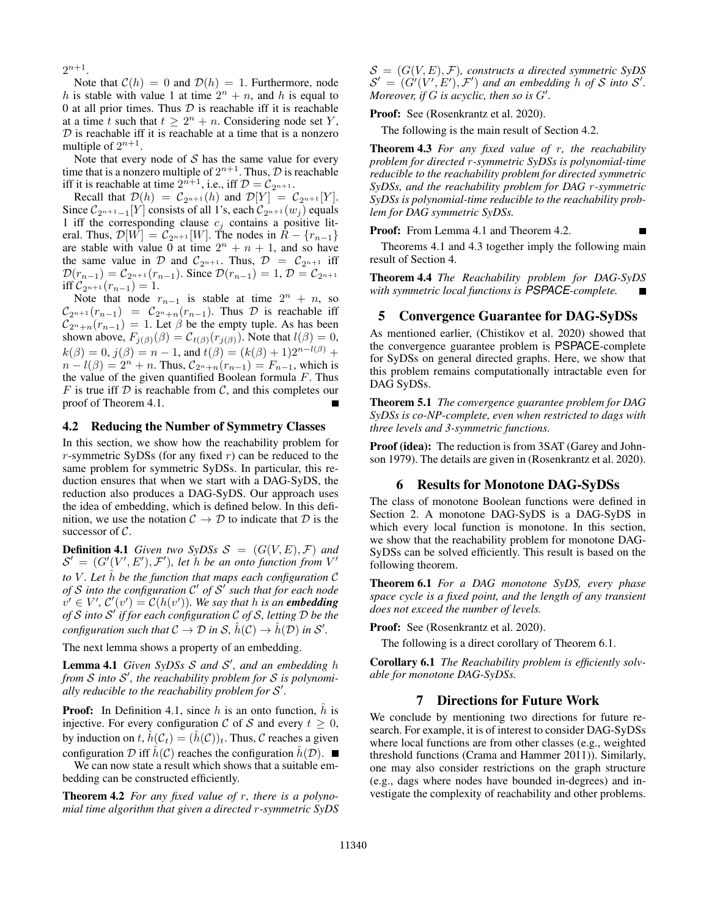$2^{n+1}$.

Note that $\mathcal{C}(h) = 0$ and $\mathcal{D}(h) = 1$. Furthermore, node $h$ is stable with value 1 at time $2^n + n$, and $h$ is equal to 0 at all prior times. Thus $\mathcal{D}$ is reachable iff it is reachable at a time $t$ such that $t \geq 2^n + n$. Considering node set $Y$, $\mathcal{D}$ is reachable iff it is reachable at a time that is a nonzero multiple of $2^{n+1}$.

Note that every node of $\mathcal{S}$ has the same value for every time that is a nonzero multiple of $2^{n+1}$. Thus, $\mathcal{D}$ is reachable iff it is reachable at time $2^{n+1}$, i.e., iff $\mathcal{D} = \mathcal{C}_{2^{n+1}}$.

Recall that $\mathcal{D}(h) = \mathcal{C}_{2^{n+1}}(h)$ and $\mathcal{D}[Y] = \mathcal{C}_{2^{n+1}}[Y]$. Since $\mathcal{C}_{2^{n+1}-1}[Y]$ consists of all 1's, each $\mathcal{C}_{2^{n+1}}(w_j)$ equals 1 iff the corresponding clause $c_j$ contains a positive literal. Thus, $\mathcal{D}[W] = \mathcal{C}_{2^{n+1}}[W]$. The nodes in $R - \{r_{n-1}\}$ are stable with value 0 at time $2^n + n + 1$, and so have the same value in $\mathcal{D}$ and $\mathcal{C}_{2^{n+1}}$. Thus, $\mathcal{D} = \mathcal{C}_{2^{n+1}}$ iff $\mathcal{D}(r_{n-1}) = \mathcal{C}_{2^{n+1}}(r_{n-1})$. Since $\mathcal{D}(r_{n-1}) = 1$, $\mathcal{D} = \mathcal{C}_{2^{n+1}}$ iff $\mathcal{C}_{2^{n+1}}(r_{n-1}) = 1$.

Note that node $r_{n-1}$ is stable at time $2^n + n$, so $\mathcal{C}_{2^{n+1}}(r_{n-1}) = \mathcal{C}_{2^n+n}(r_{n-1})$. Thus $\mathcal{D}$ is reachable iff $\mathcal{C}_{2^n+n}(r_{n-1}) = 1$. Let $\beta$ be the empty tuple. As has been shown above, $F_{j(\beta)}(\beta) = \mathcal{C}_{t(\beta)}(r_{j(\beta)})$. Note that $l(\beta) = 0$, $k(\beta) = 0$, $j(\beta) = n - 1$, and $t(\beta) = (k(\beta) + 1)2^{n-l(\beta)} + n - l(\beta) = 2^n + n$. Thus, $\mathcal{C}_{2^n+n}(r_{n-1}) = F_{n-1}$, which is the value of the given quantified Boolean formula $F$. Thus $F$ is true iff $\mathcal{D}$ is reachable from $\mathcal{C}$, and this completes our proof of Theorem 4.1. ∎

### 4.2 Reducing the Number of Symmetry Classes

In this section, we show how the reachability problem for $r$-symmetric SyDSs (for any fixed $r$) can be reduced to the same problem for symmetric SyDSs. In particular, this reduction ensures that when we start with a DAG-SyDS, the reduction also produces a DAG-SyDS. Our approach uses the idea of embedding, which is defined below. In this definition, we use the notation $\mathcal{C} \rightarrow \mathcal{D}$ to indicate that $\mathcal{D}$ is the successor of $\mathcal{C}$.

**Definition 4.1** *Given two SyDSs $\mathcal{S} = (G(V, E), \mathcal{F})$ and $\mathcal{S}' = (G'(V', E'), \mathcal{F}')$, let $h$ be an onto function from $V'$ to $V$. Let $\hat{h}$ be the function that maps each configuration $\mathcal{C}$ of $\mathcal{S}$ into the configuration $\mathcal{C}'$ of $\mathcal{S}'$ such that for each node $v' \in V'$, $\mathcal{C}'(v') = \mathcal{C}(h(v'))$. We say that $h$ is an **embedding** of $\mathcal{S}$ into $\mathcal{S}'$ if for each configuration $\mathcal{C}$ of $\mathcal{S}$, letting $\mathcal{D}$ be the configuration such that $\mathcal{C} \rightarrow \mathcal{D}$ in $\mathcal{S}$, $\hat{h}(\mathcal{C}) \rightarrow \hat{h}(\mathcal{D})$ in $\mathcal{S}'$.*

The next lemma shows a property of an embedding.

**Lemma 4.1** *Given SyDSs $\mathcal{S}$ and $\mathcal{S}'$, and an embedding $h$ from $\mathcal{S}$ into $\mathcal{S}'$, the reachability problem for $\mathcal{S}$ is polynomially reducible to the reachability problem for $\mathcal{S}'$.*

**Proof:** In Definition 4.1, since $h$ is an onto function, $\hat{h}$ is injective. For every configuration $\mathcal{C}$ of $\mathcal{S}$ and every $t \geq 0$, by induction on $t$, $\hat{h}(\mathcal{C}_t) = (\hat{h}(\mathcal{C}))_t$. Thus, $\mathcal{C}$ reaches a given configuration $\mathcal{D}$ iff $\hat{h}(\mathcal{C})$ reaches the configuration $\hat{h}(\mathcal{D})$. ∎

We can now state a result which shows that a suitable embedding can be constructed efficiently.

**Theorem 4.2** *For any fixed value of $r$, there is a polynomial time algorithm that given a directed $r$-symmetric SyDS $\mathcal{S} = (G(V, E), \mathcal{F})$, constructs a directed symmetric SyDS $\mathcal{S}' = (G'(V', E'), \mathcal{F}')$ and an embedding $h$ of $\mathcal{S}$ into $\mathcal{S}'$. Moreover, if $G$ is acyclic, then so is $G'$.*

**Proof:** See (Rosenkrantz et al. 2020).

The following is the main result of Section 4.2.

**Theorem 4.3** *For any fixed value of $r$, the reachability problem for directed $r$-symmetric SyDSs is polynomial-time reducible to the reachability problem for directed symmetric SyDSs, and the reachability problem for DAG $r$-symmetric SyDSs is polynomial-time reducible to the reachability problem for DAG symmetric SyDSs.*

**Proof:** From Lemma 4.1 and Theorem 4.2. ∎

Theorems 4.1 and 4.3 together imply the following main result of Section 4.

**Theorem 4.4** *The Reachability problem for DAG-SyDS with symmetric local functions is PSPACE-complete.* ∎

## 5 Convergence Guarantee for DAG-SyDSs

As mentioned earlier, (Chistikov et al. 2020) showed that the convergence guarantee problem is PSPACE-complete for SyDSs on general directed graphs. Here, we show that this problem remains computationally intractable even for DAG SyDSs.

**Theorem 5.1** *The convergence guarantee problem for DAG SyDSs is co-NP-complete, even when restricted to dags with three levels and 3-symmetric functions.*

**Proof (idea):** The reduction is from 3SAT (Garey and Johnson 1979). The details are given in (Rosenkrantz et al. 2020).

## 6 Results for Monotone DAG-SyDSs

The class of monotone Boolean functions were defined in Section 2. A monotone DAG-SyDS is a DAG-SyDS in which every local function is monotone. In this section, we show that the reachability problem for monotone DAG-SyDSs can be solved efficiently. This result is based on the following theorem.

**Theorem 6.1** *For a DAG monotone SyDS, every phase space cycle is a fixed point, and the length of any transient does not exceed the number of levels.*

**Proof:** See (Rosenkrantz et al. 2020).

The following is a direct corollary of Theorem 6.1.

**Corollary 6.1** *The Reachability problem is efficiently solvable for monotone DAG-SyDSs.*

## 7 Directions for Future Work

We conclude by mentioning two directions for future research. For example, it is of interest to consider DAG-SyDSs where local functions are from other classes (e.g., weighted threshold functions (Crama and Hammer 2011)). Similarly, one may also consider restrictions on the graph structure (e.g., dags where nodes have bounded in-degrees) and investigate the complexity of reachability and other problems.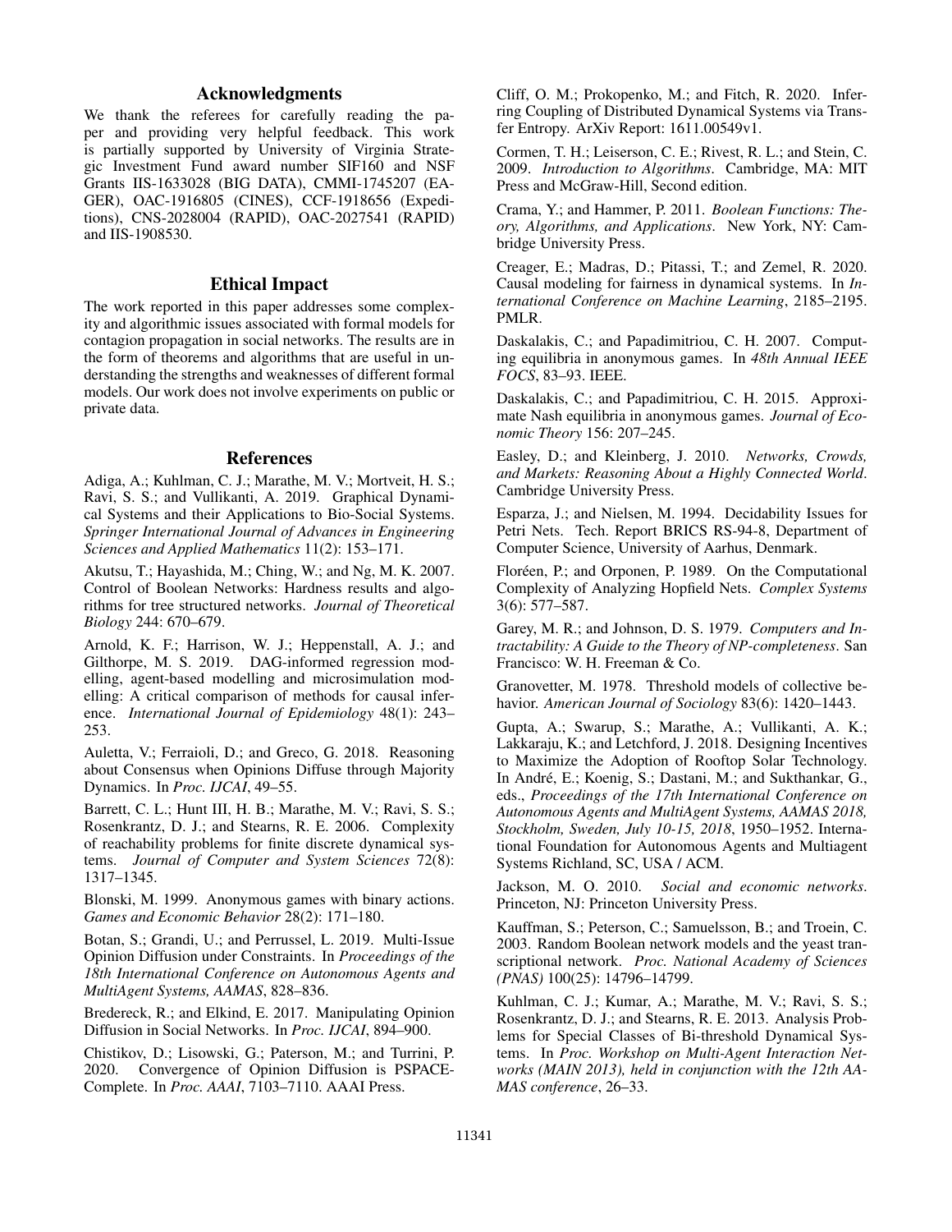## Acknowledgments

We thank the referees for carefully reading the paper and providing very helpful feedback. This work is partially supported by University of Virginia Strategic Investment Fund award number SIF160 and NSF Grants IIS-1633028 (BIG DATA), CMMI-1745207 (EAGER), OAC-1916805 (CINES), CCF-1918656 (Expeditions), CNS-2028004 (RAPID), OAC-2027541 (RAPID) and IIS-1908530.

## Ethical Impact

The work reported in this paper addresses some complexity and algorithmic issues associated with formal models for contagion propagation in social networks. The results are in the form of theorems and algorithms that are useful in understanding the strengths and weaknesses of different formal models. Our work does not involve experiments on public or private data.

## References

Adiga, A.; Kuhlman, C. J.; Marathe, M. V.; Mortveit, H. S.; Ravi, S. S.; and Vullikanti, A. 2019. Graphical Dynamical Systems and their Applications to Bio-Social Systems. *Springer International Journal of Advances in Engineering Sciences and Applied Mathematics* 11(2): 153–171.

Akutsu, T.; Hayashida, M.; Ching, W.; and Ng, M. K. 2007. Control of Boolean Networks: Hardness results and algorithms for tree structured networks. *Journal of Theoretical Biology* 244: 670–679.

Arnold, K. F.; Harrison, W. J.; Heppenstall, A. J.; and Gilthorpe, M. S. 2019. DAG-informed regression modelling, agent-based modelling and microsimulation modelling: A critical comparison of methods for causal inference. *International Journal of Epidemiology* 48(1): 243–253.

Auletta, V.; Ferraioli, D.; and Greco, G. 2018. Reasoning about Consensus when Opinions Diffuse through Majority Dynamics. In *Proc. IJCAI*, 49–55.

Barrett, C. L.; Hunt III, H. B.; Marathe, M. V.; Ravi, S. S.; Rosenkrantz, D. J.; and Stearns, R. E. 2006. Complexity of reachability problems for finite discrete dynamical systems. *Journal of Computer and System Sciences* 72(8): 1317–1345.

Blonski, M. 1999. Anonymous games with binary actions. *Games and Economic Behavior* 28(2): 171–180.

Botan, S.; Grandi, U.; and Perrussel, L. 2019. Multi-Issue Opinion Diffusion under Constraints. In *Proceedings of the 18th International Conference on Autonomous Agents and MultiAgent Systems, AAMAS*, 828–836.

Bredereck, R.; and Elkind, E. 2017. Manipulating Opinion Diffusion in Social Networks. In *Proc. IJCAI*, 894–900.

Chistikov, D.; Lisowski, G.; Paterson, M.; and Turrini, P. 2020. Convergence of Opinion Diffusion is PSPACE-Complete. In *Proc. AAAI*, 7103–7110. AAAI Press.

Cliff, O. M.; Prokopenko, M.; and Fitch, R. 2020. Inferring Coupling of Distributed Dynamical Systems via Transfer Entropy. ArXiv Report: 1611.00549v1.

Cormen, T. H.; Leiserson, C. E.; Rivest, R. L.; and Stein, C. 2009. *Introduction to Algorithms*. Cambridge, MA: MIT Press and McGraw-Hill, Second edition.

Crama, Y.; and Hammer, P. 2011. *Boolean Functions: Theory, Algorithms, and Applications*. New York, NY: Cambridge University Press.

Creager, E.; Madras, D.; Pitassi, T.; and Zemel, R. 2020. Causal modeling for fairness in dynamical systems. In *International Conference on Machine Learning*, 2185–2195. PMLR.

Daskalakis, C.; and Papadimitriou, C. H. 2007. Computing equilibria in anonymous games. In *48th Annual IEEE FOCS*, 83–93. IEEE.

Daskalakis, C.; and Papadimitriou, C. H. 2015. Approximate Nash equilibria in anonymous games. *Journal of Economic Theory* 156: 207–245.

Easley, D.; and Kleinberg, J. 2010. *Networks, Crowds, and Markets: Reasoning About a Highly Connected World*. Cambridge University Press.

Esparza, J.; and Nielsen, M. 1994. Decidability Issues for Petri Nets. Tech. Report BRICS RS-94-8, Department of Computer Science, University of Aarhus, Denmark.

Floréen, P.; and Orponen, P. 1989. On the Computational Complexity of Analyzing Hopfield Nets. *Complex Systems* 3(6): 577–587.

Garey, M. R.; and Johnson, D. S. 1979. *Computers and Intractability: A Guide to the Theory of NP-completeness*. San Francisco: W. H. Freeman & Co.

Granovetter, M. 1978. Threshold models of collective behavior. *American Journal of Sociology* 83(6): 1420–1443.

Gupta, A.; Swarup, S.; Marathe, A.; Vullikanti, A. K.; Lakkaraju, K.; and Letchford, J. 2018. Designing Incentives to Maximize the Adoption of Rooftop Solar Technology. In André, E.; Koenig, S.; Dastani, M.; and Sukthankar, G., eds., *Proceedings of the 17th International Conference on Autonomous Agents and MultiAgent Systems, AAMAS 2018, Stockholm, Sweden, July 10-15, 2018*, 1950–1952. International Foundation for Autonomous Agents and Multiagent Systems Richland, SC, USA / ACM.

Jackson, M. O. 2010. *Social and economic networks*. Princeton, NJ: Princeton University Press.

Kauffman, S.; Peterson, C.; Samuelsson, B.; and Troein, C. 2003. Random Boolean network models and the yeast transcriptional network. *Proc. National Academy of Sciences (PNAS)* 100(25): 14796–14799.

Kuhlman, C. J.; Kumar, A.; Marathe, M. V.; Ravi, S. S.; Rosenkrantz, D. J.; and Stearns, R. E. 2013. Analysis Problems for Special Classes of Bi-threshold Dynamical Systems. In *Proc. Workshop on Multi-Agent Interaction Networks (MAIN 2013), held in conjunction with the 12th AAMAS conference*, 26–33.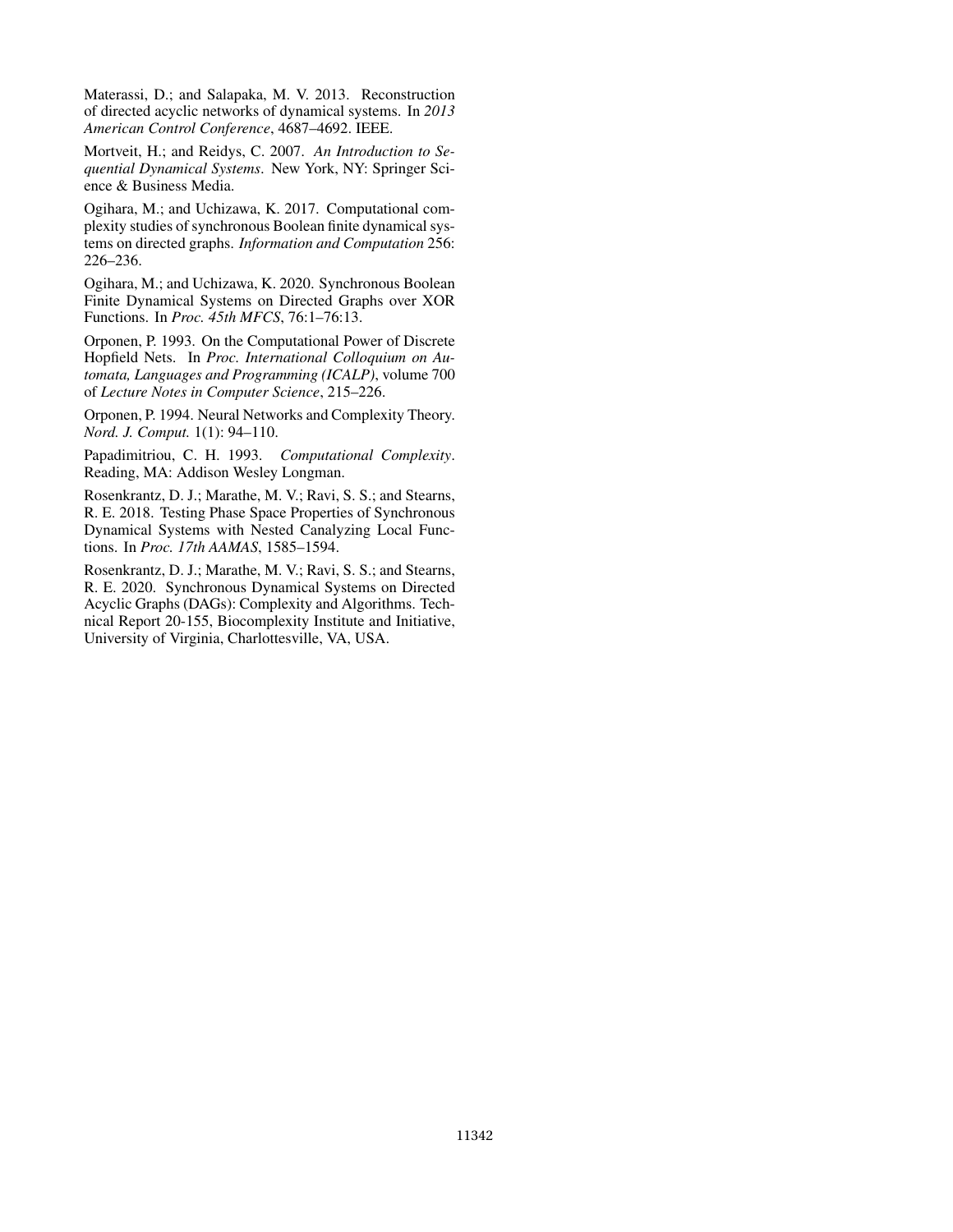Materassi, D.; and Salapaka, M. V. 2013. Reconstruction of directed acyclic networks of dynamical systems. In *2013 American Control Conference*, 4687–4692. IEEE.

Mortveit, H.; and Reidys, C. 2007. *An Introduction to Sequential Dynamical Systems*. New York, NY: Springer Science & Business Media.

Ogihara, M.; and Uchizawa, K. 2017. Computational complexity studies of synchronous Boolean finite dynamical systems on directed graphs. *Information and Computation* 256: 226–236.

Ogihara, M.; and Uchizawa, K. 2020. Synchronous Boolean Finite Dynamical Systems on Directed Graphs over XOR Functions. In *Proc. 45th MFCS*, 76:1–76:13.

Orponen, P. 1993. On the Computational Power of Discrete Hopfield Nets. In *Proc. International Colloquium on Automata, Languages and Programming (ICALP)*, volume 700 of *Lecture Notes in Computer Science*, 215–226.

Orponen, P. 1994. Neural Networks and Complexity Theory. *Nord. J. Comput.* 1(1): 94–110.

Papadimitriou, C. H. 1993. *Computational Complexity*. Reading, MA: Addison Wesley Longman.

Rosenkrantz, D. J.; Marathe, M. V.; Ravi, S. S.; and Stearns, R. E. 2018. Testing Phase Space Properties of Synchronous Dynamical Systems with Nested Canalyzing Local Functions. In *Proc. 17th AAMAS*, 1585–1594.

Rosenkrantz, D. J.; Marathe, M. V.; Ravi, S. S.; and Stearns, R. E. 2020. Synchronous Dynamical Systems on Directed Acyclic Graphs (DAGs): Complexity and Algorithms. Technical Report 20-155, Biocomplexity Institute and Initiative, University of Virginia, Charlottesville, VA, USA.